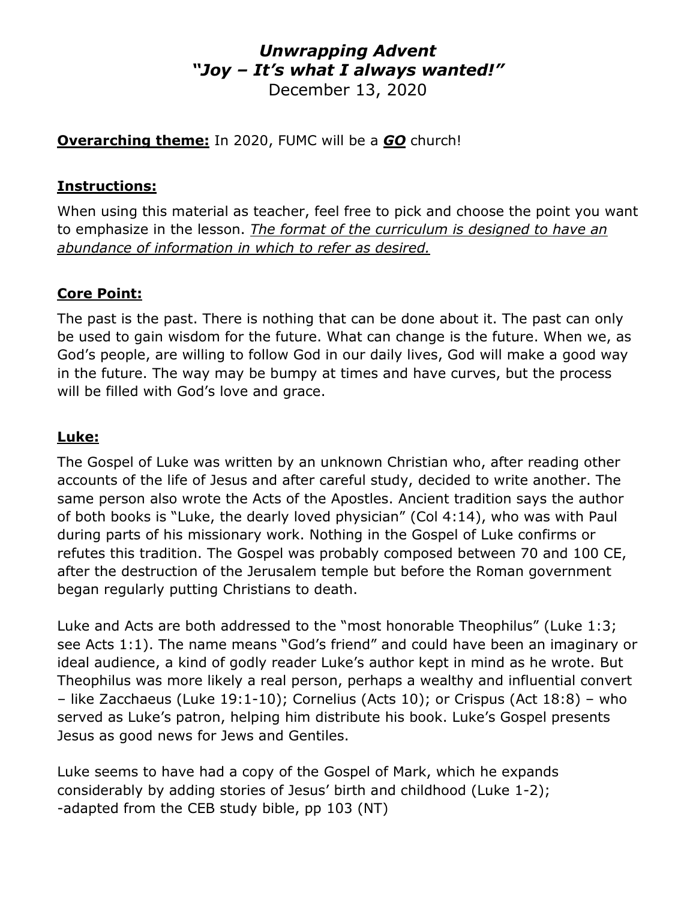# *Unwrapping Advent*
# *"Joy – It's what I always wanted!"*

December 13, 2020

**Overarching theme:** In 2020, FUMC will be a ***GO*** church!

## Instructions:

When using this material as teacher, feel free to pick and choose the point you want to emphasize in the lesson. *The format of the curriculum is designed to have an abundance of information in which to refer as desired.*

## Core Point:

The past is the past. There is nothing that can be done about it. The past can only be used to gain wisdom for the future. What can change is the future. When we, as God's people, are willing to follow God in our daily lives, God will make a good way in the future. The way may be bumpy at times and have curves, but the process will be filled with God's love and grace.

## Luke:

The Gospel of Luke was written by an unknown Christian who, after reading other accounts of the life of Jesus and after careful study, decided to write another. The same person also wrote the Acts of the Apostles. Ancient tradition says the author of both books is "Luke, the dearly loved physician" (Col 4:14), who was with Paul during parts of his missionary work. Nothing in the Gospel of Luke confirms or refutes this tradition. The Gospel was probably composed between 70 and 100 CE, after the destruction of the Jerusalem temple but before the Roman government began regularly putting Christians to death.

Luke and Acts are both addressed to the "most honorable Theophilus" (Luke 1:3; see Acts 1:1). The name means "God's friend" and could have been an imaginary or ideal audience, a kind of godly reader Luke's author kept in mind as he wrote. But Theophilus was more likely a real person, perhaps a wealthy and influential convert – like Zacchaeus (Luke 19:1-10); Cornelius (Acts 10); or Crispus (Act 18:8) – who served as Luke's patron, helping him distribute his book. Luke's Gospel presents Jesus as good news for Jews and Gentiles.

Luke seems to have had a copy of the Gospel of Mark, which he expands considerably by adding stories of Jesus' birth and childhood (Luke 1-2);
-adapted from the CEB study bible, pp 103 (NT)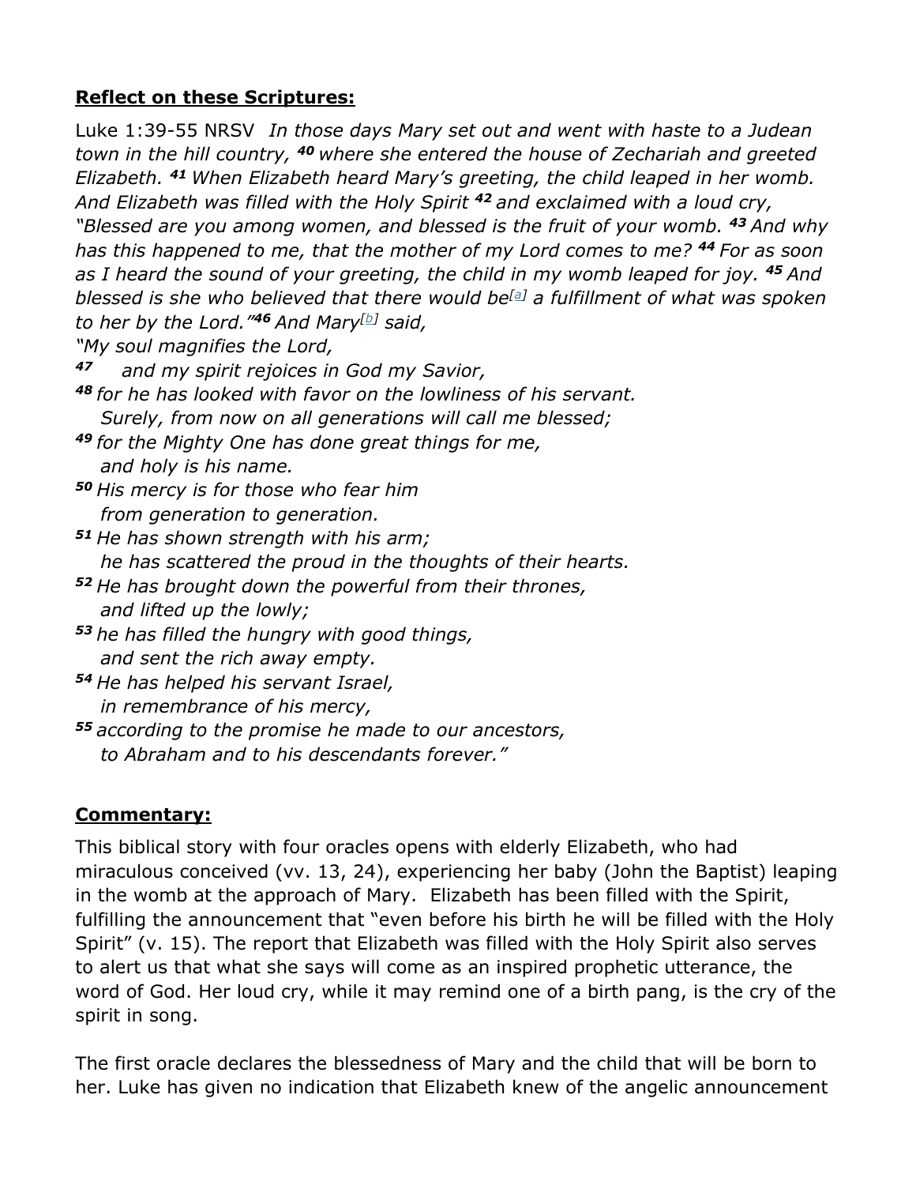**Reflect on these Scriptures:**

Luke 1:39-55 NRSV *In those days Mary set out and went with haste to a Judean town in the hill country, **40** where she entered the house of Zechariah and greeted Elizabeth. **41** When Elizabeth heard Mary's greeting, the child leaped in her womb. And Elizabeth was filled with the Holy Spirit **42** and exclaimed with a loud cry, "Blessed are you among women, and blessed is the fruit of your womb. **43** And why has this happened to me, that the mother of my Lord comes to me? **44** For as soon as I heard the sound of your greeting, the child in my womb leaped for joy. **45** And blessed is she who believed that there would be[a] a fulfillment of what was spoken to her by the Lord."**46** And Mary[b] said,*

*"My soul magnifies the Lord,*
***47*** *and my spirit rejoices in God my Savior,*
***48*** *for he has looked with favor on the lowliness of his servant.*
*Surely, from now on all generations will call me blessed;*
***49*** *for the Mighty One has done great things for me,*
*and holy is his name.*
***50*** *His mercy is for those who fear him*
*from generation to generation.*
***51*** *He has shown strength with his arm;*
*he has scattered the proud in the thoughts of their hearts.*
***52*** *He has brought down the powerful from their thrones,*
*and lifted up the lowly;*
***53*** *he has filled the hungry with good things,*
*and sent the rich away empty.*
***54*** *He has helped his servant Israel,*
*in remembrance of his mercy,*
***55*** *according to the promise he made to our ancestors,*
*to Abraham and to his descendants forever."*

**Commentary:**

This biblical story with four oracles opens with elderly Elizabeth, who had miraculous conceived (vv. 13, 24), experiencing her baby (John the Baptist) leaping in the womb at the approach of Mary. Elizabeth has been filled with the Spirit, fulfilling the announcement that "even before his birth he will be filled with the Holy Spirit" (v. 15). The report that Elizabeth was filled with the Holy Spirit also serves to alert us that what she says will come as an inspired prophetic utterance, the word of God. Her loud cry, while it may remind one of a birth pang, is the cry of the spirit in song.

The first oracle declares the blessedness of Mary and the child that will be born to her. Luke has given no indication that Elizabeth knew of the angelic announcement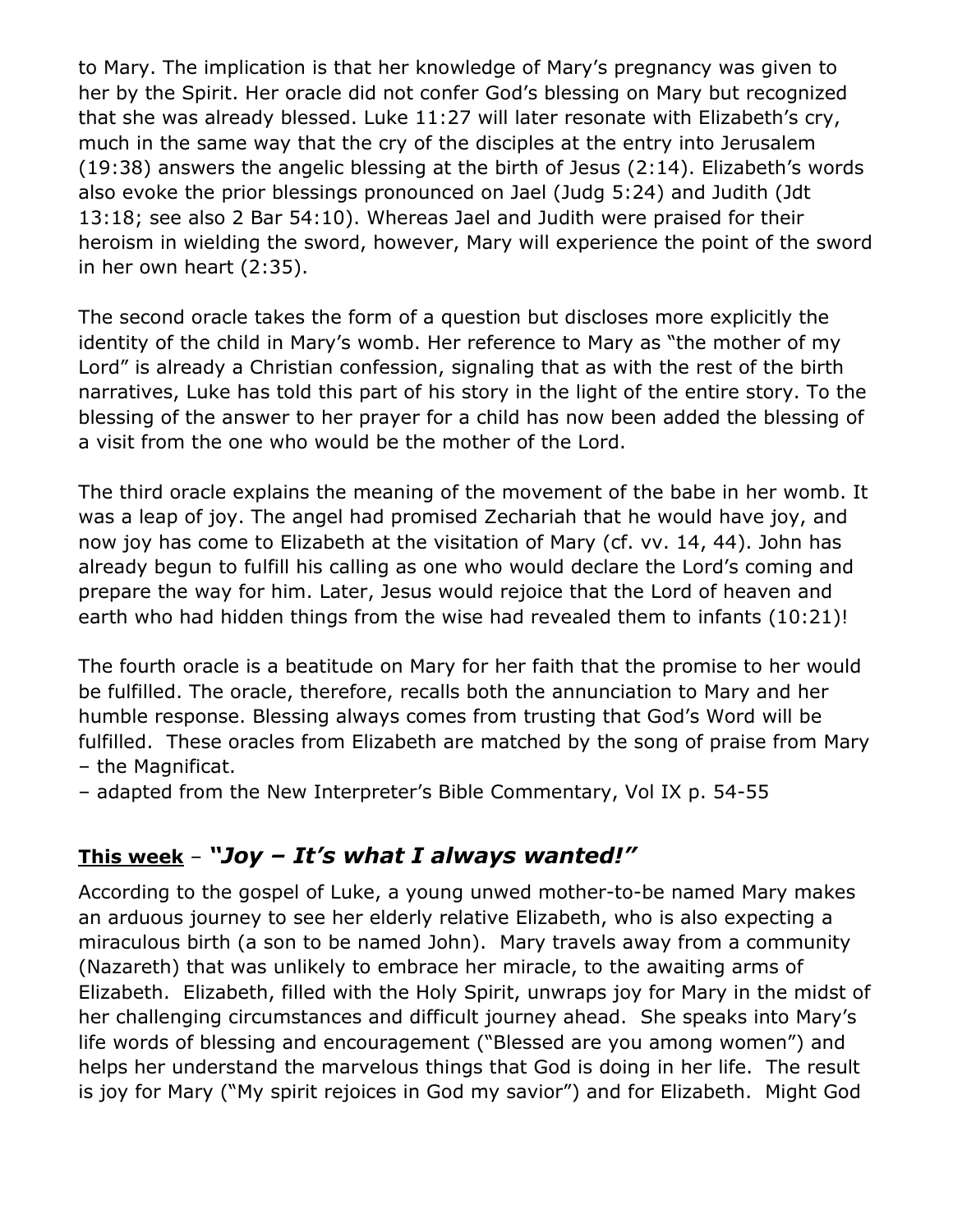to Mary. The implication is that her knowledge of Mary's pregnancy was given to her by the Spirit. Her oracle did not confer God's blessing on Mary but recognized that she was already blessed. Luke 11:27 will later resonate with Elizabeth's cry, much in the same way that the cry of the disciples at the entry into Jerusalem (19:38) answers the angelic blessing at the birth of Jesus (2:14). Elizabeth's words also evoke the prior blessings pronounced on Jael (Judg 5:24) and Judith (Jdt 13:18; see also 2 Bar 54:10). Whereas Jael and Judith were praised for their heroism in wielding the sword, however, Mary will experience the point of the sword in her own heart (2:35).

The second oracle takes the form of a question but discloses more explicitly the identity of the child in Mary's womb. Her reference to Mary as "the mother of my Lord" is already a Christian confession, signaling that as with the rest of the birth narratives, Luke has told this part of his story in the light of the entire story. To the blessing of the answer to her prayer for a child has now been added the blessing of a visit from the one who would be the mother of the Lord.

The third oracle explains the meaning of the movement of the babe in her womb. It was a leap of joy. The angel had promised Zechariah that he would have joy, and now joy has come to Elizabeth at the visitation of Mary (cf. vv. 14, 44). John has already begun to fulfill his calling as one who would declare the Lord's coming and prepare the way for him. Later, Jesus would rejoice that the Lord of heaven and earth who had hidden things from the wise had revealed them to infants (10:21)!

The fourth oracle is a beatitude on Mary for her faith that the promise to her would be fulfilled. The oracle, therefore, recalls both the annunciation to Mary and her humble response. Blessing always comes from trusting that God's Word will be fulfilled. These oracles from Elizabeth are matched by the song of praise from Mary – the Magnificat.

– adapted from the New Interpreter's Bible Commentary, Vol IX p. 54-55

## **This week** – ***"Joy – It's what I always wanted!"***

According to the gospel of Luke, a young unwed mother-to-be named Mary makes an arduous journey to see her elderly relative Elizabeth, who is also expecting a miraculous birth (a son to be named John). Mary travels away from a community (Nazareth) that was unlikely to embrace her miracle, to the awaiting arms of Elizabeth. Elizabeth, filled with the Holy Spirit, unwraps joy for Mary in the midst of her challenging circumstances and difficult journey ahead. She speaks into Mary's life words of blessing and encouragement ("Blessed are you among women") and helps her understand the marvelous things that God is doing in her life. The result is joy for Mary ("My spirit rejoices in God my savior") and for Elizabeth. Might God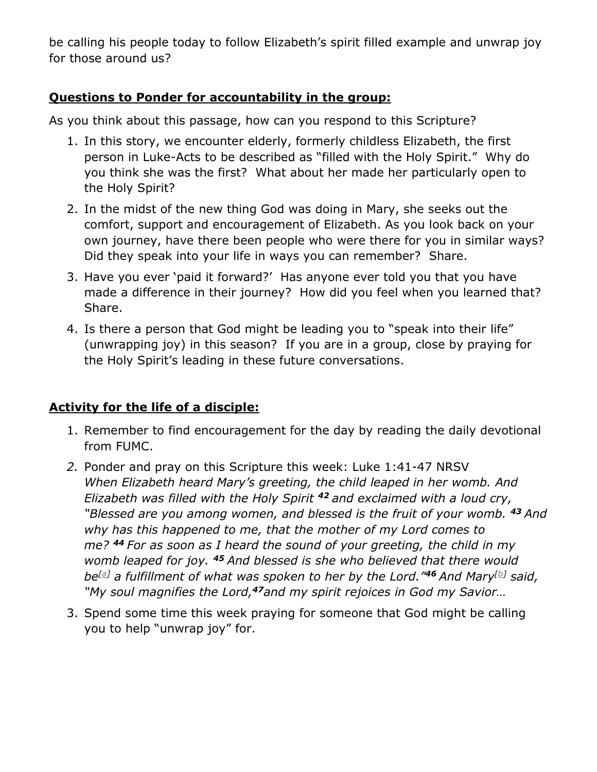be calling his people today to follow Elizabeth's spirit filled example and unwrap joy for those around us?

**Questions to Ponder for accountability in the group:**

As you think about this passage, how can you respond to this Scripture?

1. In this story, we encounter elderly, formerly childless Elizabeth, the first person in Luke-Acts to be described as "filled with the Holy Spirit." Why do you think she was the first? What about her made her particularly open to the Holy Spirit?
2. In the midst of the new thing God was doing in Mary, she seeks out the comfort, support and encouragement of Elizabeth. As you look back on your own journey, have there been people who were there for you in similar ways? Did they speak into your life in ways you can remember? Share.
3. Have you ever 'paid it forward?' Has anyone ever told you that you have made a difference in their journey? How did you feel when you learned that? Share.
4. Is there a person that God might be leading you to "speak into their life" (unwrapping joy) in this season? If you are in a group, close by praying for the Holy Spirit's leading in these future conversations.

**Activity for the life of a disciple:**

1. Remember to find encouragement for the day by reading the daily devotional from FUMC.
2. Ponder and pray on this Scripture this week: Luke 1:41-47 NRSV
   *When Elizabeth heard Mary's greeting, the child leaped in her womb. And Elizabeth was filled with the Holy Spirit* ***42*** *and exclaimed with a loud cry, "Blessed are you among women, and blessed is the fruit of your womb.* ***43*** *And why has this happened to me, that the mother of my Lord comes to me?* ***44*** *For as soon as I heard the sound of your greeting, the child in my womb leaped for joy.* ***45*** *And blessed is she who believed that there would be[a] a fulfillment of what was spoken to her by the Lord."* ***46*** *And Mary[b] said, "My soul magnifies the Lord,* ***47*** *and my spirit rejoices in God my Savior…*
3. Spend some time this week praying for someone that God might be calling you to help "unwrap joy" for.